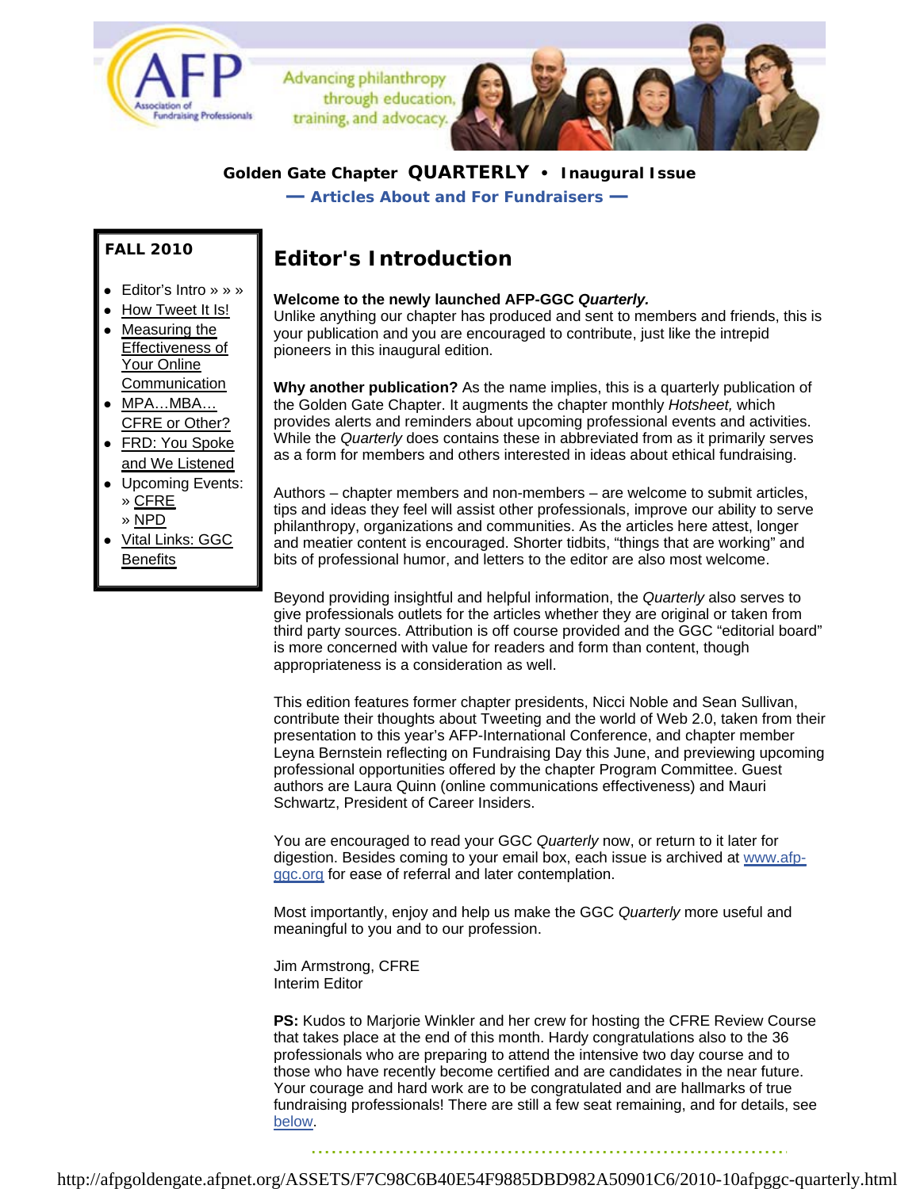Advancing philanthropy through education, training, and advocacy.

**Golden Gate Chapter QUARTERLY • Inaugural Issue**

**— Articles About and For Fundraisers —**

**FALL 2010**

- Editor's Intro » » »
- How Tweet It Is!
- Measuring the Effectiveness of Your Online Communication
- MPA…MBA… CFRE or Other?
- FRD: You Spoke and We Listened
- Upcoming Events:
  » CFRE
  » NPD
- Vital Links: GGC Benefits

# Editor's Introduction

**Welcome to the newly launched AFP-GGC *Quarterly.***
Unlike anything our chapter has produced and sent to members and friends, this is your publication and you are encouraged to contribute, just like the intrepid pioneers in this inaugural edition.

**Why another publication?** As the name implies, this is a quarterly publication of the Golden Gate Chapter. It augments the chapter monthly *Hotsheet,* which provides alerts and reminders about upcoming professional events and activities. While the *Quarterly* does contains these in abbreviated from as it primarily serves as a form for members and others interested in ideas about ethical fundraising.

Authors – chapter members and non-members – are welcome to submit articles, tips and ideas they feel will assist other professionals, improve our ability to serve philanthropy, organizations and communities. As the articles here attest, longer and meatier content is encouraged. Shorter tidbits, "things that are working" and bits of professional humor, and letters to the editor are also most welcome.

Beyond providing insightful and helpful information, the *Quarterly* also serves to give professionals outlets for the articles whether they are original or taken from third party sources. Attribution is off course provided and the GGC "editorial board" is more concerned with value for readers and form than content, though appropriateness is a consideration as well.

This edition features former chapter presidents, Nicci Noble and Sean Sullivan, contribute their thoughts about Tweeting and the world of Web 2.0, taken from their presentation to this year's AFP-International Conference, and chapter member Leyna Bernstein reflecting on Fundraising Day this June, and previewing upcoming professional opportunities offered by the chapter Program Committee. Guest authors are Laura Quinn (online communications effectiveness) and Mauri Schwartz, President of Career Insiders.

You are encouraged to read your GGC *Quarterly* now, or return to it later for digestion. Besides coming to your email box, each issue is archived at www.afp-ggc.org for ease of referral and later contemplation.

Most importantly, enjoy and help us make the GGC *Quarterly* more useful and meaningful to you and to our profession.

Jim Armstrong, CFRE
Interim Editor

**PS:** Kudos to Marjorie Winkler and her crew for hosting the CFRE Review Course that takes place at the end of this month. Hardy congratulations also to the 36 professionals who are preparing to attend the intensive two day course and to those who have recently become certified and are candidates in the near future. Your courage and hard work are to be congratulated and are hallmarks of true fundraising professionals! There are still a few seat remaining, and for details, see below.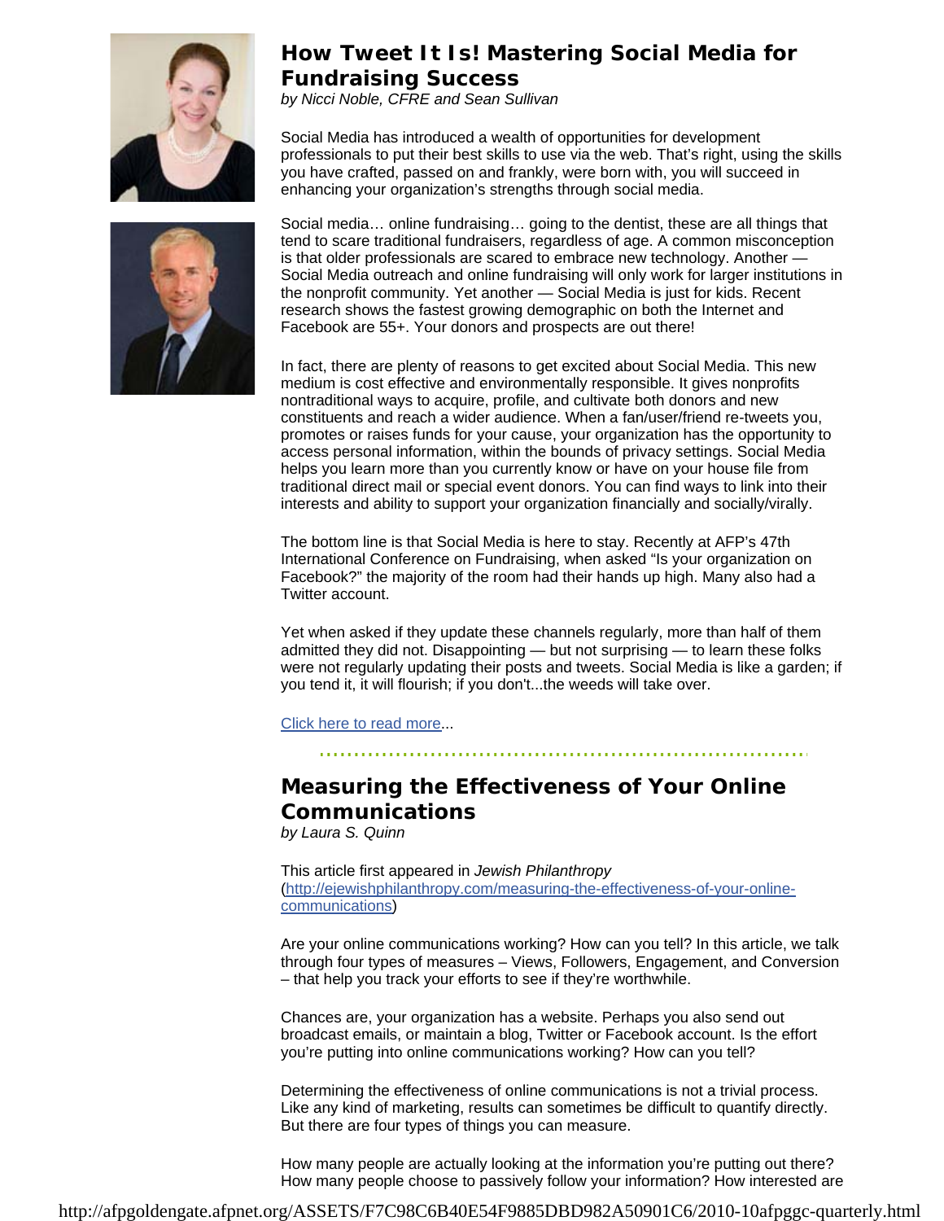## How Tweet It Is! Mastering Social Media for Fundraising Success

*by Nicci Noble, CFRE and Sean Sullivan*

Social Media has introduced a wealth of opportunities for development professionals to put their best skills to use via the web. That's right, using the skills you have crafted, passed on and frankly, were born with, you will succeed in enhancing your organization's strengths through social media.

Social media… online fundraising… going to the dentist, these are all things that tend to scare traditional fundraisers, regardless of age. A common misconception is that older professionals are scared to embrace new technology. Another — Social Media outreach and online fundraising will only work for larger institutions in the nonprofit community. Yet another — Social Media is just for kids. Recent research shows the fastest growing demographic on both the Internet and Facebook are 55+. Your donors and prospects are out there!

In fact, there are plenty of reasons to get excited about Social Media. This new medium is cost effective and environmentally responsible. It gives nonprofits nontraditional ways to acquire, profile, and cultivate both donors and new constituents and reach a wider audience. When a fan/user/friend re-tweets you, promotes or raises funds for your cause, your organization has the opportunity to access personal information, within the bounds of privacy settings. Social Media helps you learn more than you currently know or have on your house file from traditional direct mail or special event donors. You can find ways to link into their interests and ability to support your organization financially and socially/virally.

The bottom line is that Social Media is here to stay. Recently at AFP's 47th International Conference on Fundraising, when asked "Is your organization on Facebook?" the majority of the room had their hands up high. Many also had a Twitter account.

Yet when asked if they update these channels regularly, more than half of them admitted they did not. Disappointing — but not surprising — to learn these folks were not regularly updating their posts and tweets. Social Media is like a garden; if you tend it, it will flourish; if you don't...the weeds will take over.

Click here to read more...

## Measuring the Effectiveness of Your Online Communications

*by Laura S. Quinn*

This article first appeared in *Jewish Philanthropy* (http://ejewishphilanthropy.com/measuring-the-effectiveness-of-your-online-communications)

Are your online communications working? How can you tell? In this article, we talk through four types of measures – Views, Followers, Engagement, and Conversion – that help you track your efforts to see if they're worthwhile.

Chances are, your organization has a website. Perhaps you also send out broadcast emails, or maintain a blog, Twitter or Facebook account. Is the effort you're putting into online communications working? How can you tell?

Determining the effectiveness of online communications is not a trivial process. Like any kind of marketing, results can sometimes be difficult to quantify directly. But there are four types of things you can measure.

How many people are actually looking at the information you're putting out there? How many people choose to passively follow your information? How interested are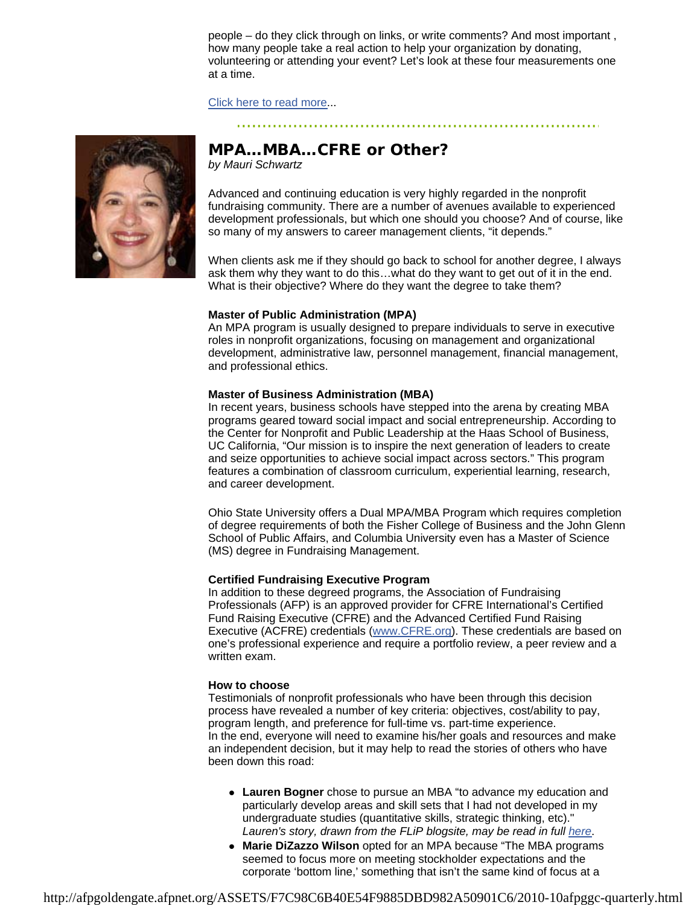people – do they click through on links, or write comments? And most important , how many people take a real action to help your organization by donating, volunteering or attending your event? Let's look at these four measurements one at a time.

[Click here to read more]...

## MPA...MBA...CFRE or Other?

*by Mauri Schwartz*

Advanced and continuing education is very highly regarded in the nonprofit fundraising community. There are a number of avenues available to experienced development professionals, but which one should you choose? And of course, like so many of my answers to career management clients, "it depends."

When clients ask me if they should go back to school for another degree, I always ask them why they want to do this…what do they want to get out of it in the end. What is their objective? Where do they want the degree to take them?

**Master of Public Administration (MPA)**
An MPA program is usually designed to prepare individuals to serve in executive roles in nonprofit organizations, focusing on management and organizational development, administrative law, personnel management, financial management, and professional ethics.

**Master of Business Administration (MBA)**
In recent years, business schools have stepped into the arena by creating MBA programs geared toward social impact and social entrepreneurship. According to the Center for Nonprofit and Public Leadership at the Haas School of Business, UC California, "Our mission is to inspire the next generation of leaders to create and seize opportunities to achieve social impact across sectors." This program features a combination of classroom curriculum, experiential learning, research, and career development.

Ohio State University offers a Dual MPA/MBA Program which requires completion of degree requirements of both the Fisher College of Business and the John Glenn School of Public Affairs, and Columbia University even has a Master of Science (MS) degree in Fundraising Management.

**Certified Fundraising Executive Program**
In addition to these degreed programs, the Association of Fundraising Professionals (AFP) is an approved provider for CFRE International's Certified Fund Raising Executive (CFRE) and the Advanced Certified Fund Raising Executive (ACFRE) credentials (www.CFRE.org). These credentials are based on one's professional experience and require a portfolio review, a peer review and a written exam.

**How to choose**
Testimonials of nonprofit professionals who have been through this decision process have revealed a number of key criteria: objectives, cost/ability to pay, program length, and preference for full-time vs. part-time experience.
In the end, everyone will need to examine his/her goals and resources and make an independent decision, but it may help to read the stories of others who have been down this road:

- **Lauren Bogner** chose to pursue an MBA "to advance my education and particularly develop areas and skill sets that I had not developed in my undergraduate studies (quantitative skills, strategic thinking, etc)." *Lauren's story, drawn from the FLiP blogsite, may be read in full here.*
- **Marie DiZazzo Wilson** opted for an MPA because "The MBA programs seemed to focus more on meeting stockholder expectations and the corporate 'bottom line,' something that isn't the same kind of focus at a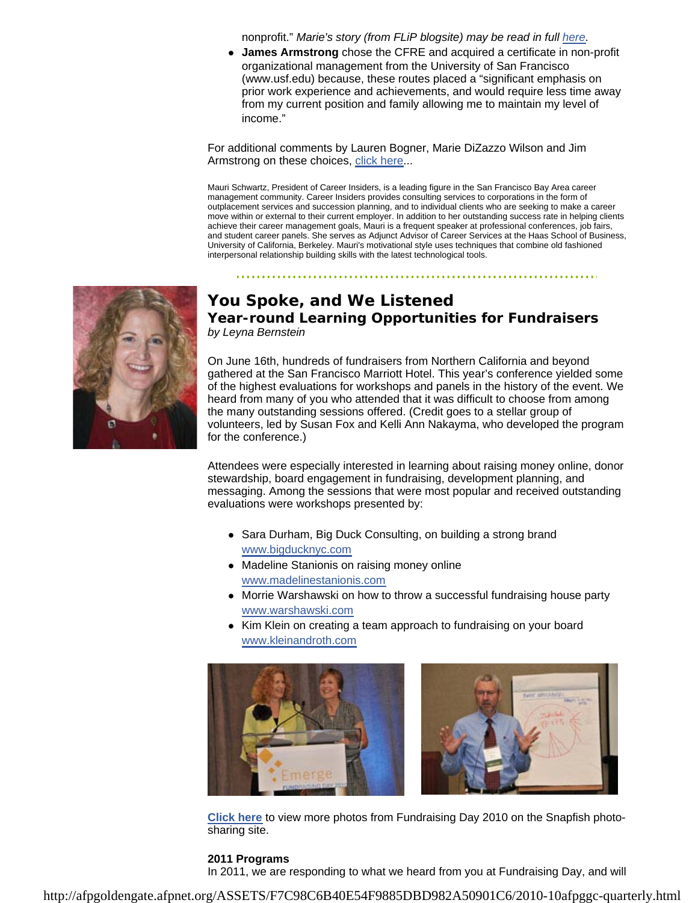nonprofit." *Marie's story (from FLiP blogsite) may be read in full here*.

- **James Armstrong** chose the CFRE and acquired a certificate in non-profit organizational management from the University of San Francisco (www.usf.edu) because, these routes placed a "significant emphasis on prior work experience and achievements, and would require less time away from my current position and family allowing me to maintain my level of income."

For additional comments by Lauren Bogner, Marie DiZazzo Wilson and Jim Armstrong on these choices, click here...

Mauri Schwartz, President of Career Insiders, is a leading figure in the San Francisco Bay Area career management community. Career Insiders provides consulting services to corporations in the form of outplacement services and succession planning, and to individual clients who are seeking to make a career move within or external to their current employer. In addition to her outstanding success rate in helping clients achieve their career management goals, Mauri is a frequent speaker at professional conferences, job fairs, and student career panels. She serves as Adjunct Advisor of Career Services at the Haas School of Business, University of California, Berkeley. Mauri's motivational style uses techniques that combine old fashioned interpersonal relationship building skills with the latest technological tools.

## You Spoke, and We Listened

### Year-round Learning Opportunities for Fundraisers

*by Leyna Bernstein*

On June 16th, hundreds of fundraisers from Northern California and beyond gathered at the San Francisco Marriott Hotel. This year's conference yielded some of the highest evaluations for workshops and panels in the history of the event. We heard from many of you who attended that it was difficult to choose from among the many outstanding sessions offered. (Credit goes to a stellar group of volunteers, led by Susan Fox and Kelli Ann Nakayma, who developed the program for the conference.)

Attendees were especially interested in learning about raising money online, donor stewardship, board engagement in fundraising, development planning, and messaging. Among the sessions that were most popular and received outstanding evaluations were workshops presented by:

- Sara Durham, Big Duck Consulting, on building a strong brand www.bigducknyc.com
- Madeline Stanionis on raising money online www.madelinestanionis.com
- Morrie Warshawski on how to throw a successful fundraising house party www.warshawski.com
- Kim Klein on creating a team approach to fundraising on your board www.kleinandroth.com

**Click here** to view more photos from Fundraising Day 2010 on the Snapfish photo-sharing site.

**2011 Programs**

In 2011, we are responding to what we heard from you at Fundraising Day, and will